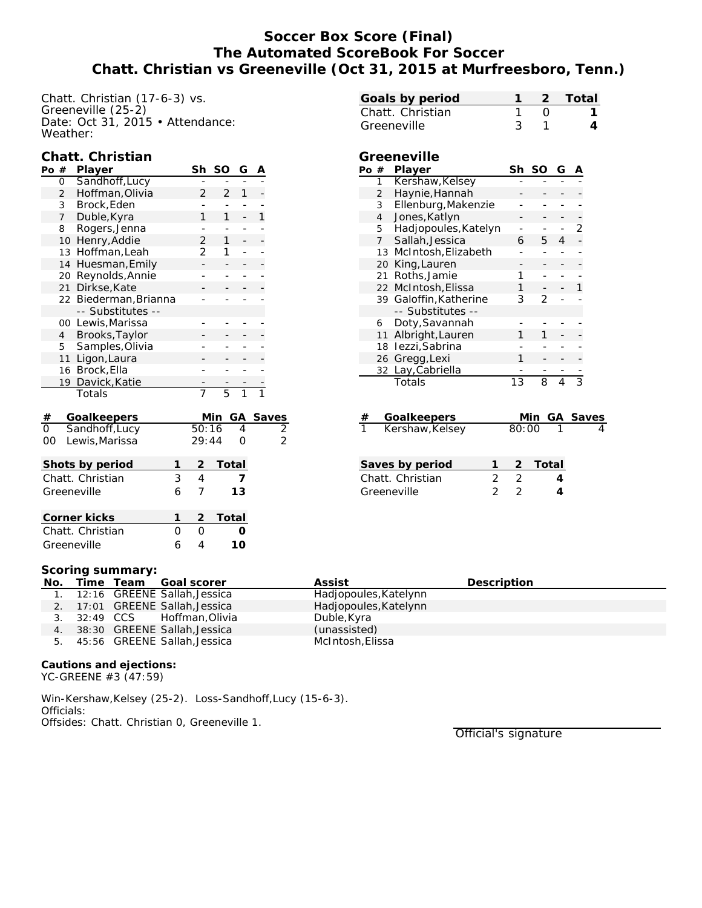# Soccer Box Score (Final)
# The Automated ScoreBook For Soccer
# Chatt. Christian vs Greeneville (Oct 31, 2015 at Murfreesboro, Tenn.)

Chatt. Christian (17-6-3) vs.
Greeneville (25-2)
Date: Oct 31, 2015 • Attendance:
Weather:

| Goals by period | 1 | 2 | Total |
|---|---|---|---|
| Chatt. Christian | 1 | 0 | 1 |
| Greeneville | 3 | 1 | 4 |

## Chatt. Christian

| Po | # | Player | Sh | SO | G | A |
|---|---|---|---|---|---|---|
| | 0 | Sandhoff,Lucy | - | - | - | - |
| | 2 | Hoffman,Olivia | 2 | 2 | 1 | - |
| | 3 | Brock,Eden | - | - | - | - |
| | 7 | Duble,Kyra | 1 | 1 | - | 1 |
| | 8 | Rogers,Jenna | - | - | - | - |
| | 10 | Henry,Addie | 2 | 1 | - | - |
| | 13 | Hoffman,Leah | 2 | 1 | - | - |
| | 14 | Huesman,Emily | - | - | - | - |
| | 20 | Reynolds,Annie | - | - | - | - |
| | 21 | Dirkse,Kate | - | - | - | - |
| | 22 | Biederman,Brianna | - | - | - | - |
| | | -- Substitutes -- | | | | |
| | 00 | Lewis,Marissa | - | - | - | - |
| | 4 | Brooks,Taylor | - | - | - | - |
| | 5 | Samples,Olivia | - | - | - | - |
| | 11 | Ligon,Laura | - | - | - | - |
| | 16 | Brock,Ella | - | - | - | - |
| | 19 | Davick,Katie | - | - | - | - |
| | | Totals | 7 | 5 | 1 | 1 |

| # | Goalkeepers | Min | GA | Saves |
|---|---|---|---|---|
| 0 | Sandhoff,Lucy | 50:16 | 4 | 2 |
| 00 | Lewis,Marissa | 29:44 | 0 | 2 |

| Shots by period | 1 | 2 | Total |
|---|---|---|---|
| Chatt. Christian | 3 | 4 | 7 |
| Greeneville | 6 | 7 | 13 |

| Corner kicks | 1 | 2 | Total |
|---|---|---|---|
| Chatt. Christian | 0 | 0 | 0 |
| Greeneville | 6 | 4 | 10 |

## Greeneville

| Po | # | Player | Sh | SO | G | A |
|---|---|---|---|---|---|---|
| | 1 | Kershaw,Kelsey | - | - | - | - |
| | 2 | Haynie,Hannah | - | - | - | - |
| | 3 | Ellenburg,Makenzie | - | - | - | - |
| | 4 | Jones,Katlyn | - | - | - | - |
| | 5 | Hadjopoules,Katelyn | - | - | - | 2 |
| | 7 | Sallah,Jessica | 6 | 5 | 4 | - |
| | 13 | McIntosh,Elizabeth | - | - | - | - |
| | 20 | King,Lauren | - | - | - | - |
| | 21 | Roths,Jamie | 1 | - | - | - |
| | 22 | McIntosh,Elissa | 1 | - | - | 1 |
| | 39 | Galoffin,Katherine | 3 | 2 | - | - |
| | | -- Substitutes -- | | | | |
| | 6 | Doty,Savannah | - | - | - | - |
| | 11 | Albright,Lauren | 1 | 1 | - | - |
| | 18 | Iezzi,Sabrina | - | - | - | - |
| | 26 | Gregg,Lexi | 1 | - | - | - |
| | 32 | Lay,Cabriella | - | - | - | - |
| | | Totals | 13 | 8 | 4 | 3 |

| # | Goalkeepers | Min | GA | Saves |
|---|---|---|---|---|
| 1 | Kershaw,Kelsey | 80:00 | 1 | 4 |

| Saves by period | 1 | 2 | Total |
|---|---|---|---|
| Chatt. Christian | 2 | 2 | 4 |
| Greeneville | 2 | 2 | 4 |

**Scoring summary:**

| No. | Time | Team | Goal scorer | Assist | Description |
|---|---|---|---|---|---|
| 1. | 12:16 | GREENE | Sallah,Jessica | Hadjopoules,Katelynn | |
| 2. | 17:01 | GREENE | Sallah,Jessica | Hadjopoules,Katelynn | |
| 3. | 32:49 | CCS | Hoffman,Olivia | Duble,Kyra | |
| 4. | 38:30 | GREENE | Sallah,Jessica | (unassisted) | |
| 5. | 45:56 | GREENE | Sallah,Jessica | McIntosh,Elissa | |

**Cautions and ejections:**
YC-GREENE #3 (47:59)

Win-Kershaw,Kelsey (25-2). Loss-Sandhoff,Lucy (15-6-3).
Officials:
Offsides: Chatt. Christian 0, Greeneville 1.

Official's signature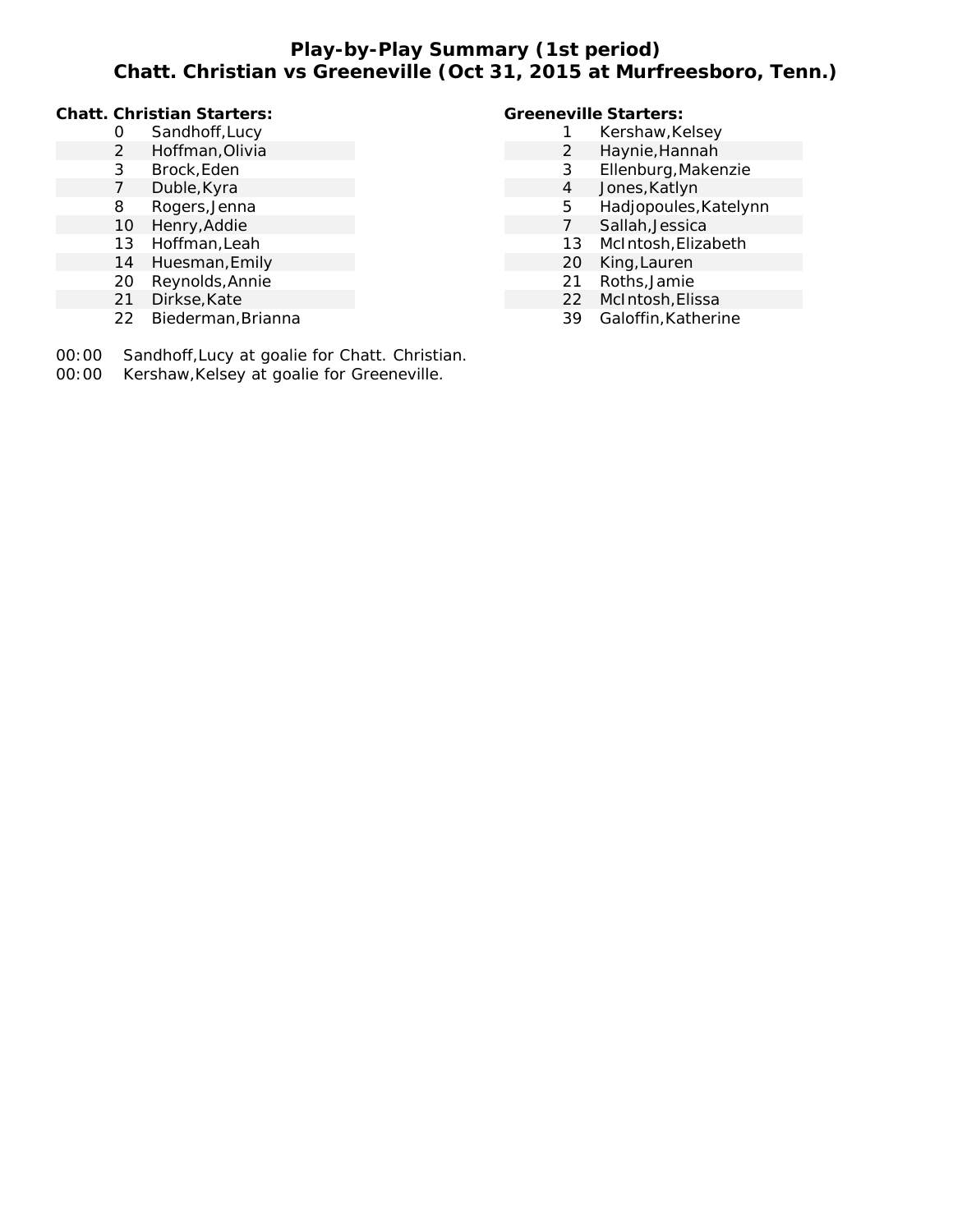# Play-by-Play Summary (1st period)
## Chatt. Christian vs Greeneville (Oct 31, 2015 at Murfreesboro, Tenn.)

**Chatt. Christian Starters:**

| No. | Name |
|---|---|
| 0 | Sandhoff,Lucy |
| 2 | Hoffman,Olivia |
| 3 | Brock,Eden |
| 7 | Duble,Kyra |
| 8 | Rogers,Jenna |
| 10 | Henry,Addie |
| 13 | Hoffman,Leah |
| 14 | Huesman,Emily |
| 20 | Reynolds,Annie |
| 21 | Dirkse,Kate |
| 22 | Biederman,Brianna |

**Greeneville Starters:**

| No. | Name |
|---|---|
| 1 | Kershaw,Kelsey |
| 2 | Haynie,Hannah |
| 3 | Ellenburg,Makenzie |
| 4 | Jones,Katlyn |
| 5 | Hadjopoules,Katelynn |
| 7 | Sallah,Jessica |
| 13 | McIntosh,Elizabeth |
| 20 | King,Lauren |
| 21 | Roths,Jamie |
| 22 | McIntosh,Elissa |
| 39 | Galoffin,Katherine |

00:00 Sandhoff,Lucy at goalie for Chatt. Christian.

00:00 Kershaw,Kelsey at goalie for Greeneville.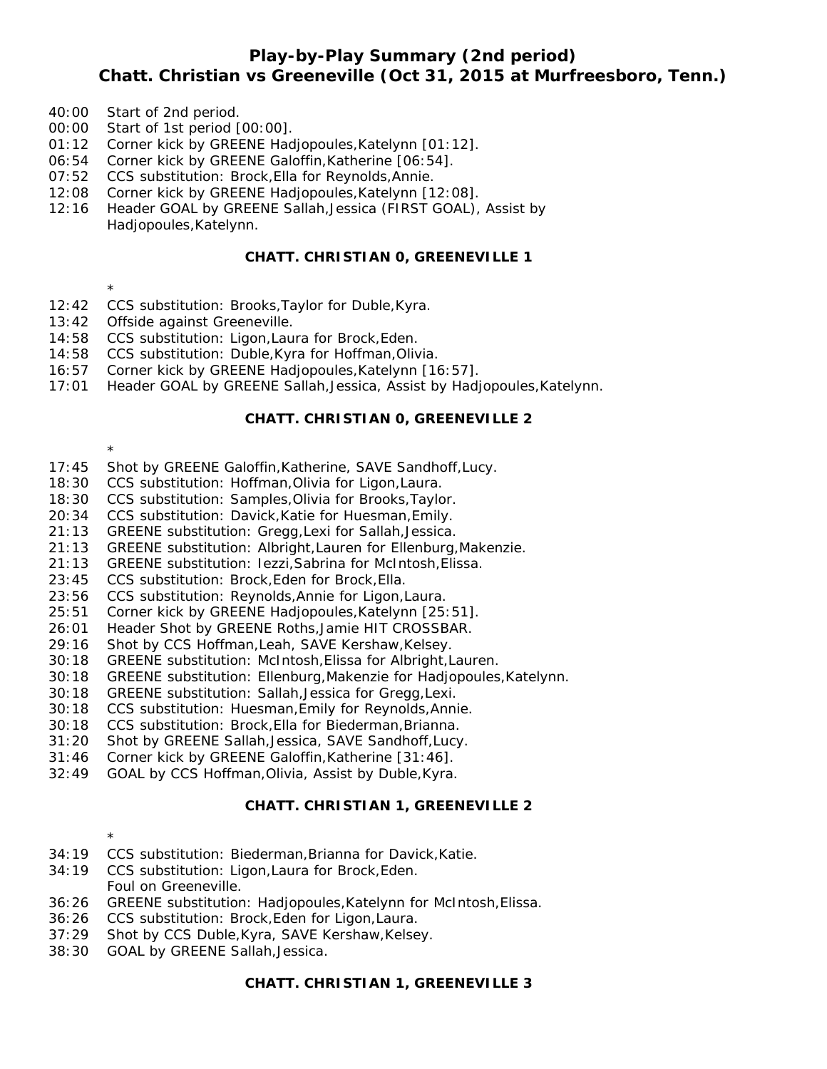# Play-by-Play Summary (2nd period)
# Chatt. Christian vs Greeneville (Oct 31, 2015 at Murfreesboro, Tenn.)

40:00 Start of 2nd period.
00:00 Start of 1st period [00:00].
01:12 Corner kick by GREENE Hadjopoules,Katelynn [01:12].
06:54 Corner kick by GREENE Galoffin,Katherine [06:54].
07:52 CCS substitution: Brock,Ella for Reynolds,Annie.
12:08 Corner kick by GREENE Hadjopoules,Katelynn [12:08].
12:16 Header GOAL by GREENE Sallah,Jessica (FIRST GOAL), Assist by Hadjopoules,Katelynn.

**CHATT. CHRISTIAN 0, GREENEVILLE 1**

*

12:42 CCS substitution: Brooks,Taylor for Duble,Kyra.
13:42 Offside against Greeneville.
14:58 CCS substitution: Ligon,Laura for Brock,Eden.
14:58 CCS substitution: Duble,Kyra for Hoffman,Olivia.
16:57 Corner kick by GREENE Hadjopoules,Katelynn [16:57].
17:01 Header GOAL by GREENE Sallah,Jessica, Assist by Hadjopoules,Katelynn.

**CHATT. CHRISTIAN 0, GREENEVILLE 2**

*

17:45 Shot by GREENE Galoffin,Katherine, SAVE Sandhoff,Lucy.
18:30 CCS substitution: Hoffman,Olivia for Ligon,Laura.
18:30 CCS substitution: Samples,Olivia for Brooks,Taylor.
20:34 CCS substitution: Davick,Katie for Huesman,Emily.
21:13 GREENE substitution: Gregg,Lexi for Sallah,Jessica.
21:13 GREENE substitution: Albright,Lauren for Ellenburg,Makenzie.
21:13 GREENE substitution: Iezzi,Sabrina for McIntosh,Elissa.
23:45 CCS substitution: Brock,Eden for Brock,Ella.
23:56 CCS substitution: Reynolds,Annie for Ligon,Laura.
25:51 Corner kick by GREENE Hadjopoules,Katelynn [25:51].
26:01 Header Shot by GREENE Roths,Jamie HIT CROSSBAR.
29:16 Shot by CCS Hoffman,Leah, SAVE Kershaw,Kelsey.
30:18 GREENE substitution: McIntosh,Elissa for Albright,Lauren.
30:18 GREENE substitution: Ellenburg,Makenzie for Hadjopoules,Katelynn.
30:18 GREENE substitution: Sallah,Jessica for Gregg,Lexi.
30:18 CCS substitution: Huesman,Emily for Reynolds,Annie.
30:18 CCS substitution: Brock,Ella for Biederman,Brianna.
31:20 Shot by GREENE Sallah,Jessica, SAVE Sandhoff,Lucy.
31:46 Corner kick by GREENE Galoffin,Katherine [31:46].
32:49 GOAL by CCS Hoffman,Olivia, Assist by Duble,Kyra.

**CHATT. CHRISTIAN 1, GREENEVILLE 2**

*

34:19 CCS substitution: Biederman,Brianna for Davick,Katie.
34:19 CCS substitution: Ligon,Laura for Brock,Eden.
Foul on Greeneville.
36:26 GREENE substitution: Hadjopoules,Katelynn for McIntosh,Elissa.
36:26 CCS substitution: Brock,Eden for Ligon,Laura.
37:29 Shot by CCS Duble,Kyra, SAVE Kershaw,Kelsey.
38:30 GOAL by GREENE Sallah,Jessica.

**CHATT. CHRISTIAN 1, GREENEVILLE 3**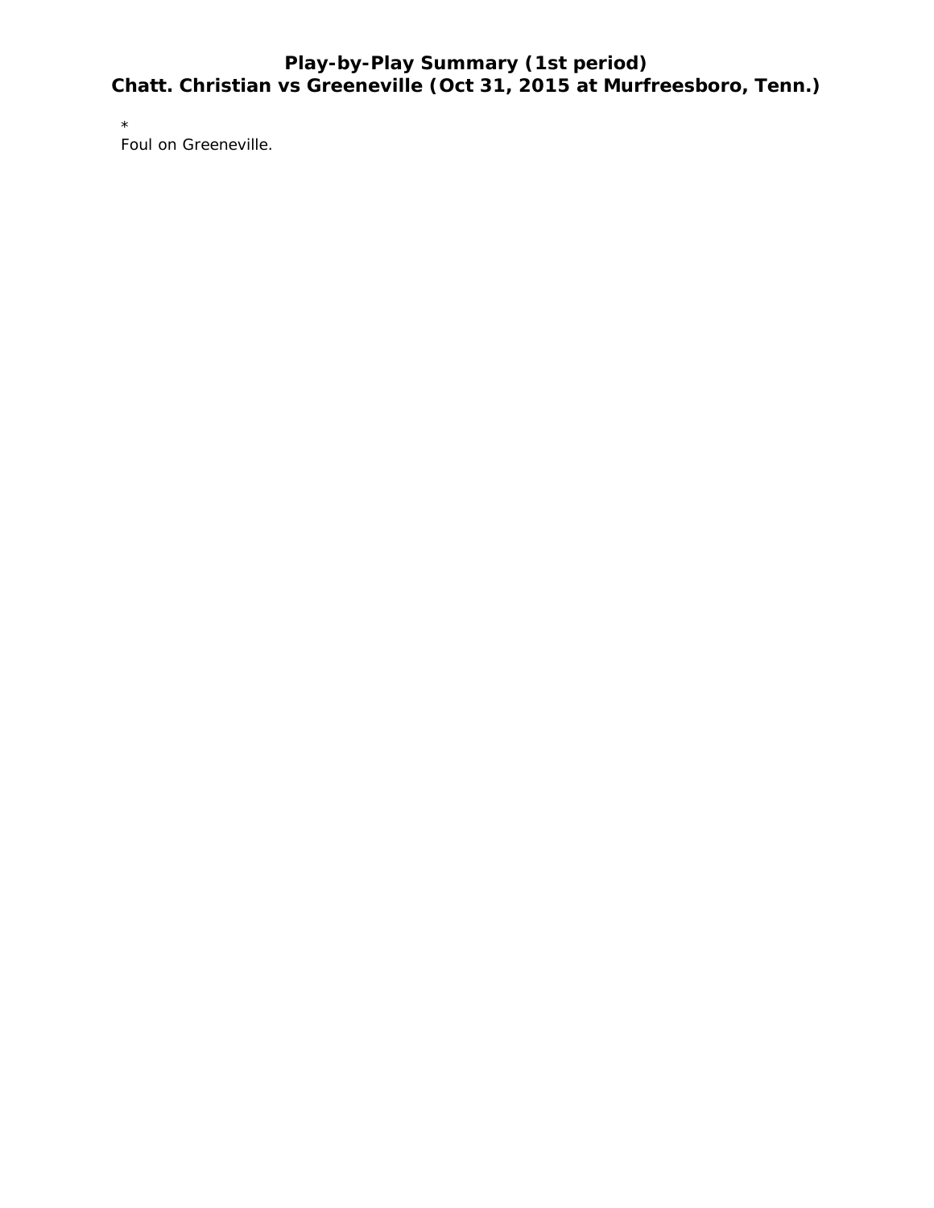## Play-by-Play Summary (1st period)
## Chatt. Christian vs Greeneville (Oct 31, 2015 at Murfreesboro, Tenn.)

*
Foul on Greeneville.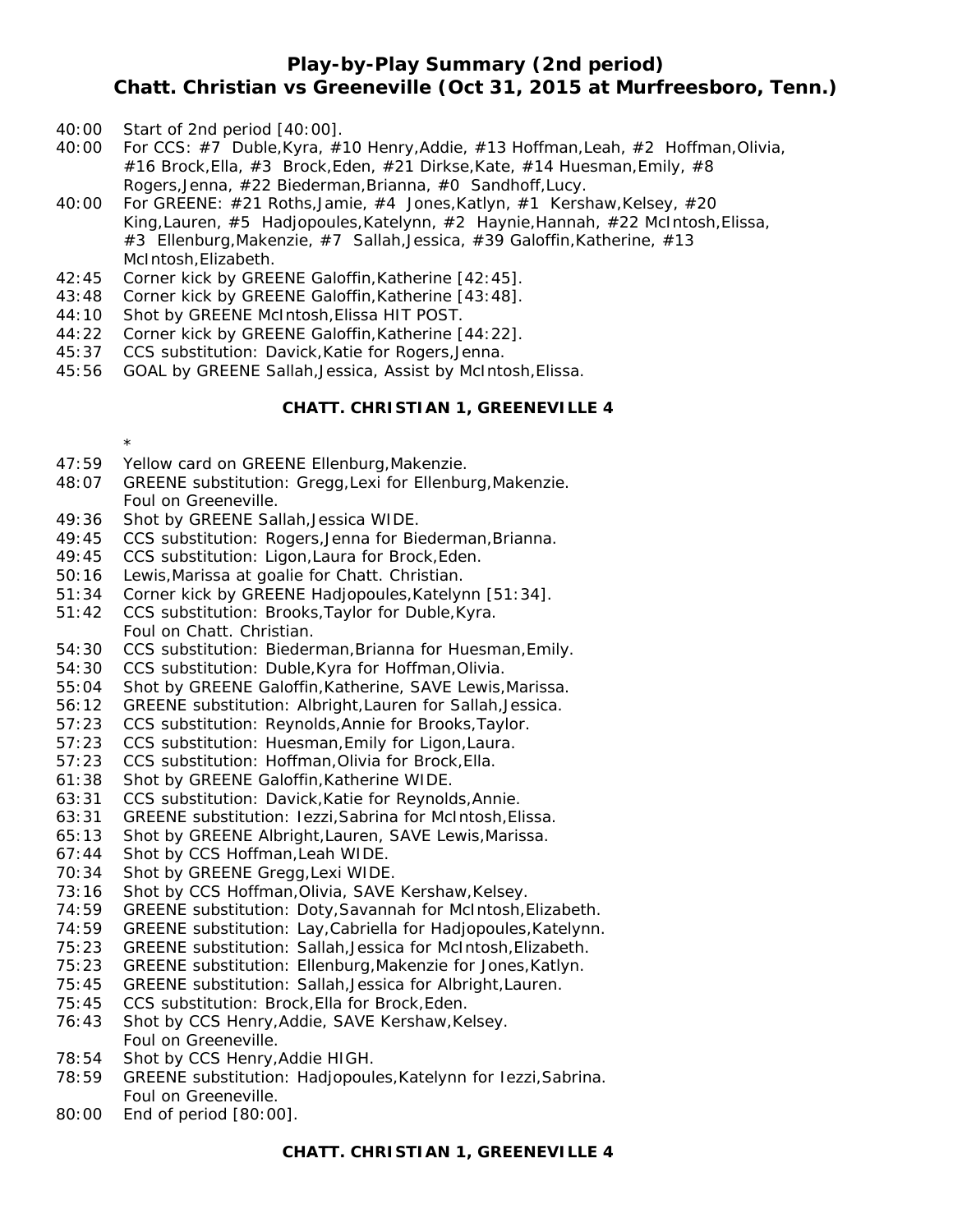## Play-by-Play Summary (2nd period)
## Chatt. Christian vs Greeneville (Oct 31, 2015 at Murfreesboro, Tenn.)

40:00 Start of 2nd period [40:00].
40:00 For CCS: #7 Duble,Kyra, #10 Henry,Addie, #13 Hoffman,Leah, #2 Hoffman,Olivia, #16 Brock,Ella, #3 Brock,Eden, #21 Dirkse,Kate, #14 Huesman,Emily, #8 Rogers,Jenna, #22 Biederman,Brianna, #0 Sandhoff,Lucy.
40:00 For GREENE: #21 Roths,Jamie, #4 Jones,Katlyn, #1 Kershaw,Kelsey, #20 King,Lauren, #5 Hadjopoules,Katelynn, #2 Haynie,Hannah, #22 McIntosh,Elissa, #3 Ellenburg,Makenzie, #7 Sallah,Jessica, #39 Galoffin,Katherine, #13 McIntosh,Elizabeth.
42:45 Corner kick by GREENE Galoffin,Katherine [42:45].
43:48 Corner kick by GREENE Galoffin,Katherine [43:48].
44:10 Shot by GREENE McIntosh,Elissa HIT POST.
44:22 Corner kick by GREENE Galoffin,Katherine [44:22].
45:37 CCS substitution: Davick,Katie for Rogers,Jenna.
45:56 GOAL by GREENE Sallah,Jessica, Assist by McIntosh,Elissa.

**CHATT. CHRISTIAN 1, GREENEVILLE 4**

*
47:59 Yellow card on GREENE Ellenburg,Makenzie.
48:07 GREENE substitution: Gregg,Lexi for Ellenburg,Makenzie.
Foul on Greeneville.
49:36 Shot by GREENE Sallah,Jessica WIDE.
49:45 CCS substitution: Rogers,Jenna for Biederman,Brianna.
49:45 CCS substitution: Ligon,Laura for Brock,Eden.
50:16 Lewis,Marissa at goalie for Chatt. Christian.
51:34 Corner kick by GREENE Hadjopoules,Katelynn [51:34].
51:42 CCS substitution: Brooks,Taylor for Duble,Kyra.
Foul on Chatt. Christian.
54:30 CCS substitution: Biederman,Brianna for Huesman,Emily.
54:30 CCS substitution: Duble,Kyra for Hoffman,Olivia.
55:04 Shot by GREENE Galoffin,Katherine, SAVE Lewis,Marissa.
56:12 GREENE substitution: Albright,Lauren for Sallah,Jessica.
57:23 CCS substitution: Reynolds,Annie for Brooks,Taylor.
57:23 CCS substitution: Huesman,Emily for Ligon,Laura.
57:23 CCS substitution: Hoffman,Olivia for Brock,Ella.
61:38 Shot by GREENE Galoffin,Katherine WIDE.
63:31 CCS substitution: Davick,Katie for Reynolds,Annie.
63:31 GREENE substitution: Iezzi,Sabrina for McIntosh,Elissa.
65:13 Shot by GREENE Albright,Lauren, SAVE Lewis,Marissa.
67:44 Shot by CCS Hoffman,Leah WIDE.
70:34 Shot by GREENE Gregg,Lexi WIDE.
73:16 Shot by CCS Hoffman,Olivia, SAVE Kershaw,Kelsey.
74:59 GREENE substitution: Doty,Savannah for McIntosh,Elizabeth.
74:59 GREENE substitution: Lay,Cabriella for Hadjopoules,Katelynn.
75:23 GREENE substitution: Sallah,Jessica for McIntosh,Elizabeth.
75:23 GREENE substitution: Ellenburg,Makenzie for Jones,Katlyn.
75:45 GREENE substitution: Sallah,Jessica for Albright,Lauren.
75:45 CCS substitution: Brock,Ella for Brock,Eden.
76:43 Shot by CCS Henry,Addie, SAVE Kershaw,Kelsey.
Foul on Greeneville.
78:54 Shot by CCS Henry,Addie HIGH.
78:59 GREENE substitution: Hadjopoules,Katelynn for Iezzi,Sabrina.
Foul on Greeneville.
80:00 End of period [80:00].

**CHATT. CHRISTIAN 1, GREENEVILLE 4**